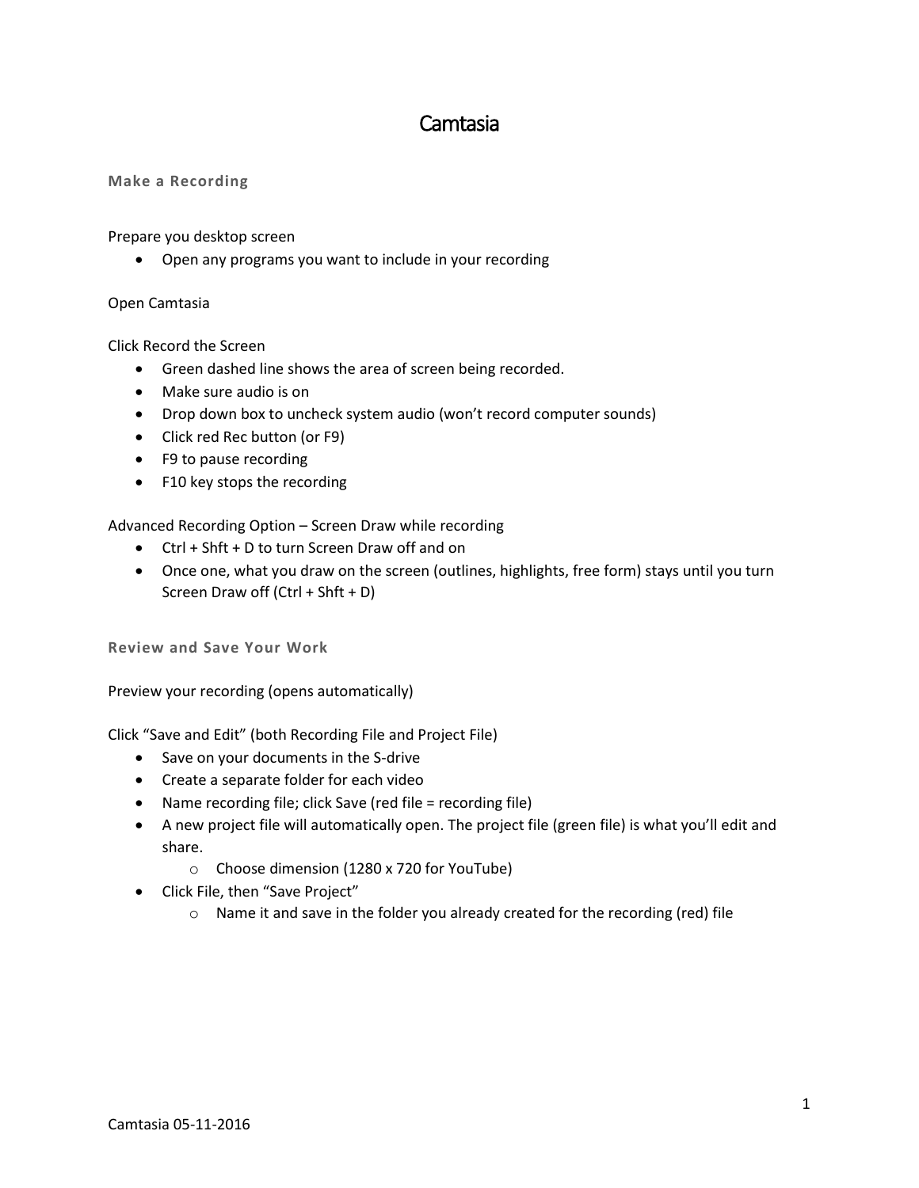# Camtasia

## Make a Recording

Prepare you desktop screen

- Open any programs you want to include in your recording

Open Camtasia

Click Record the Screen

- Green dashed line shows the area of screen being recorded.
- Make sure audio is on
- Drop down box to uncheck system audio (won't record computer sounds)
- Click red Rec button (or F9)
- F9 to pause recording
- F10 key stops the recording

Advanced Recording Option – Screen Draw while recording

- Ctrl + Shft + D to turn Screen Draw off and on
- Once one, what you draw on the screen (outlines, highlights, free form) stays until you turn Screen Draw off (Ctrl + Shft + D)

## Review and Save Your Work

Preview your recording (opens automatically)

Click "Save and Edit" (both Recording File and Project File)

- Save on your documents in the S-drive
- Create a separate folder for each video
- Name recording file; click Save (red file = recording file)
- A new project file will automatically open. The project file (green file) is what you'll edit and share.
    - Choose dimension (1280 x 720 for YouTube)
- Click File, then "Save Project"
    - Name it and save in the folder you already created for the recording (red) file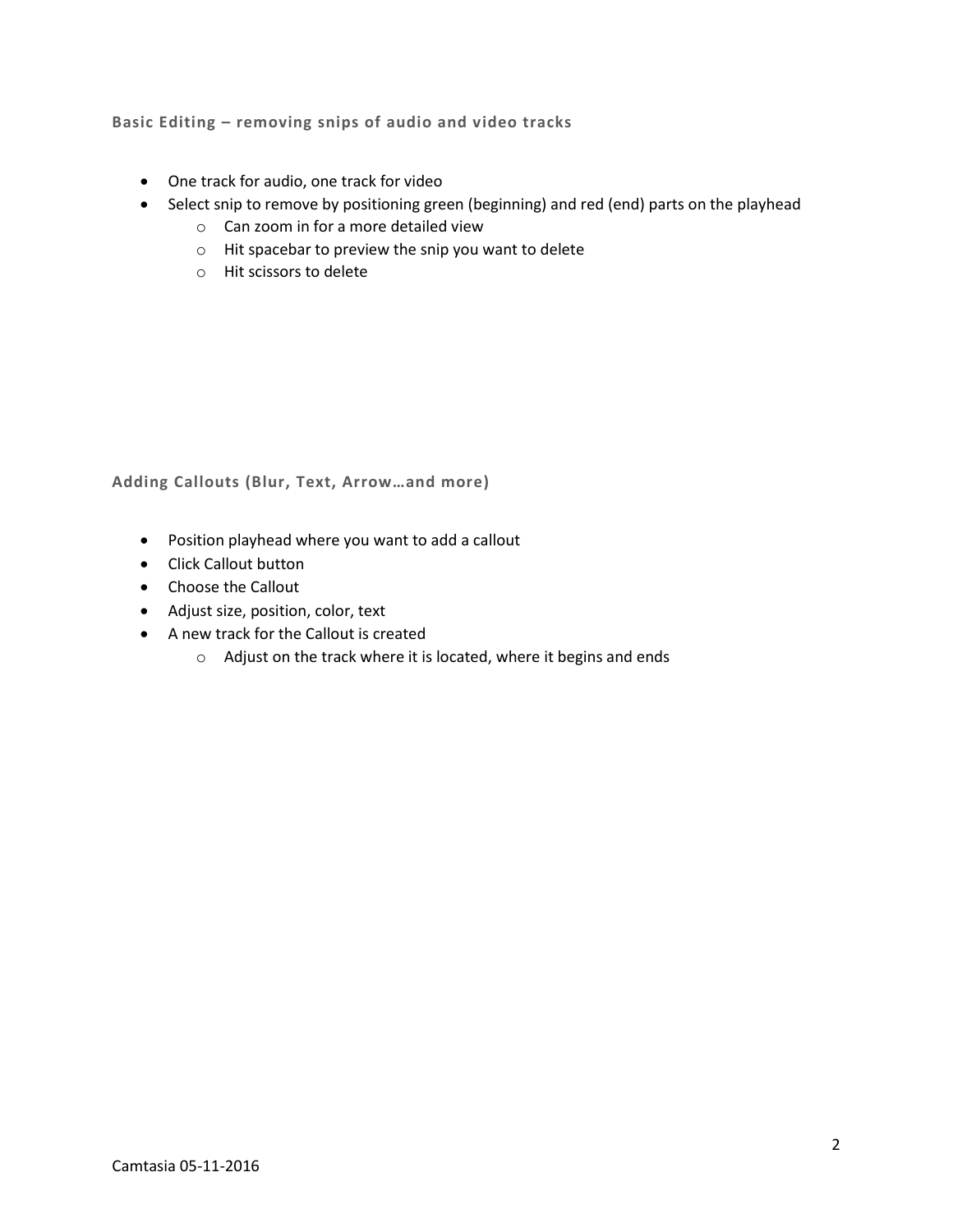## Basic Editing – removing snips of audio and video tracks

- One track for audio, one track for video
- Select snip to remove by positioning green (beginning) and red (end) parts on the playhead
  - Can zoom in for a more detailed view
  - Hit spacebar to preview the snip you want to delete
  - Hit scissors to delete

## Adding Callouts (Blur, Text, Arrow…and more)

- Position playhead where you want to add a callout
- Click Callout button
- Choose the Callout
- Adjust size, position, color, text
- A new track for the Callout is created
  - Adjust on the track where it is located, where it begins and ends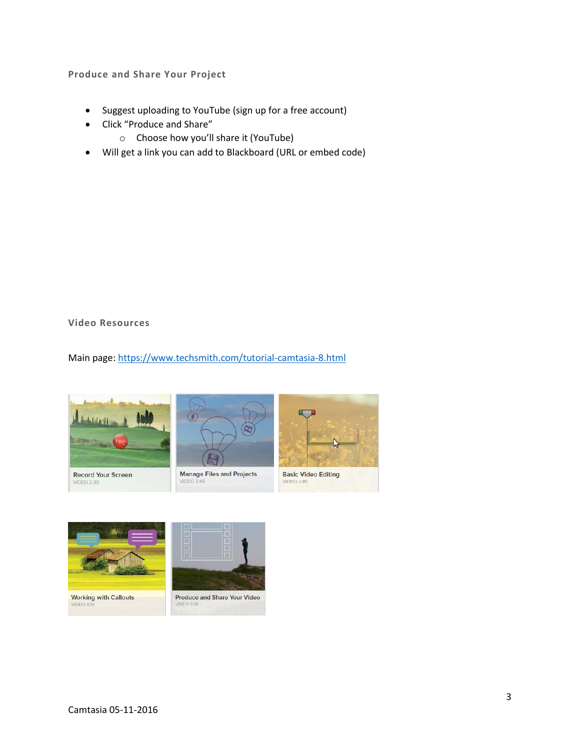### Produce and Share Your Project

- Suggest uploading to YouTube (sign up for a free account)
- Click “Produce and Share”
    - Choose how you’ll share it (YouTube)
- Will get a link you can add to Blackboard (URL or embed code)

### Video Resources

Main page: https://www.techsmith.com/tutorial-camtasia-8.html

Record Your Screen
VIDEO 2:30

Manage Files and Projects
VIDEO 2:46

Basic Video Editing
VIDEO 2:45

Working with Callouts
VIDEO 4:13

Produce and Share Your Video
VIDEO 3:36